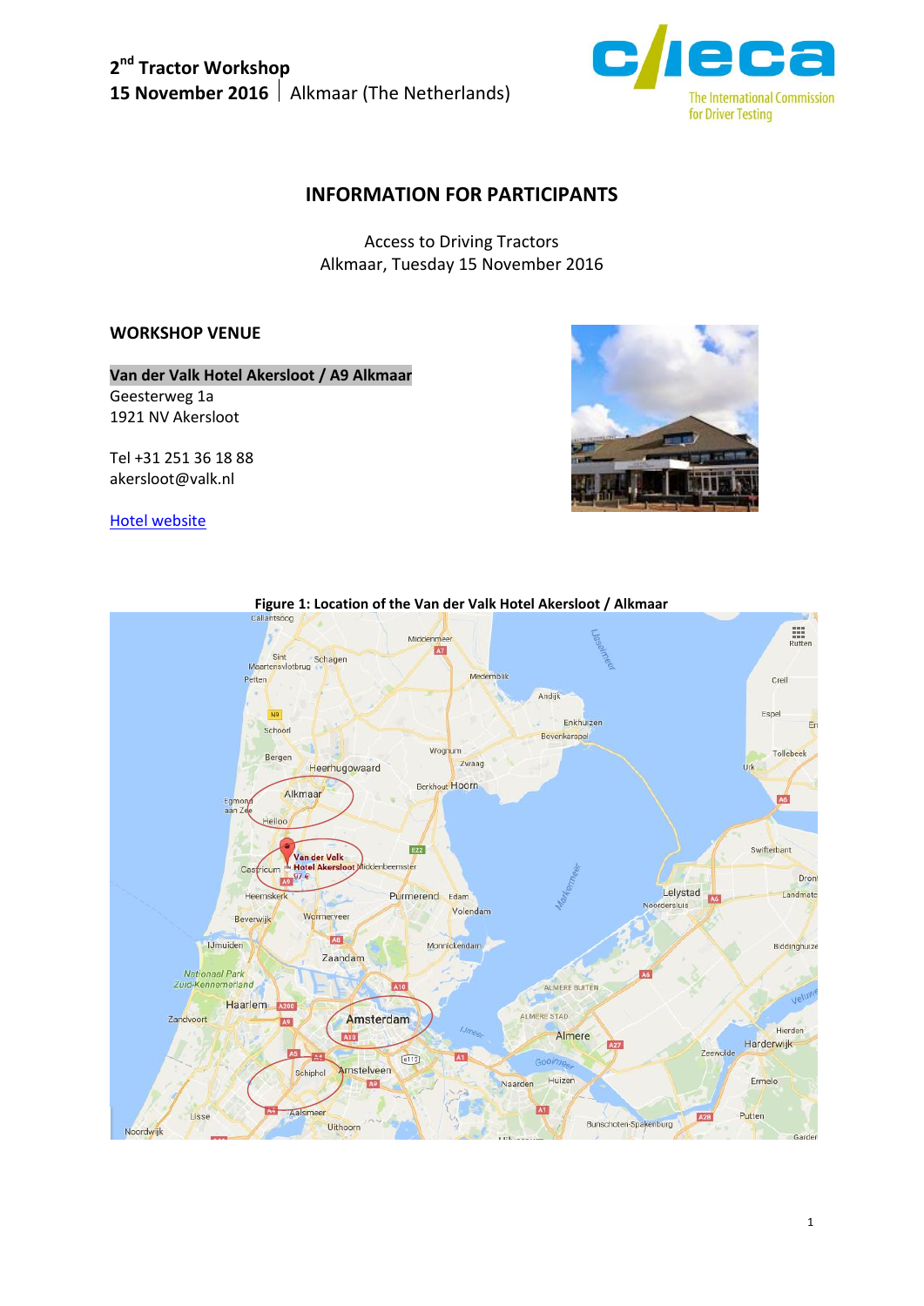2nd Tractor Workshop
15 November 2016 | Alkmaar (The Netherlands)

# INFORMATION FOR PARTICIPANTS

Access to Driving Tractors
Alkmaar, Tuesday 15 November 2016

## WORKSHOP VENUE

**Van der Valk Hotel Akersloot / A9 Alkmaar**
Geesterweg 1a
1921 NV Akersloot

Tel +31 251 36 18 88
akersloot@valk.nl

Hotel website

**Figure 1: Location of the Van der Valk Hotel Akersloot / Alkmaar**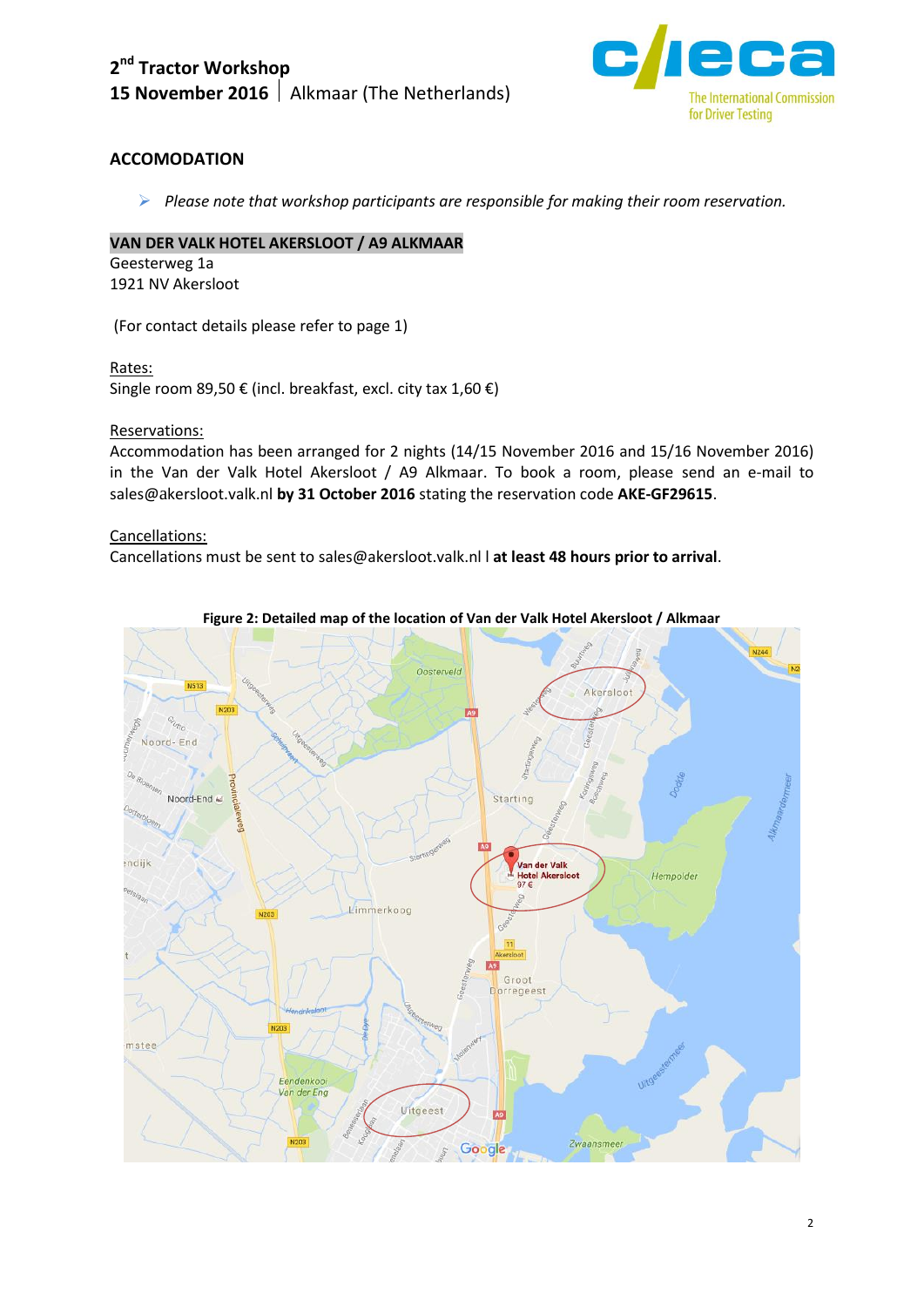## ACCOMODATION

- *Please note that workshop participants are responsible for making their room reservation.*

**VAN DER VALK HOTEL AKERSLOOT / A9 ALKMAAR**
Geesterweg 1a
1921 NV Akersloot

(For contact details please refer to page 1)

Rates:
Single room 89,50 € (incl. breakfast, excl. city tax 1,60 €)

Reservations:
Accommodation has been arranged for 2 nights (14/15 November 2016 and 15/16 November 2016) in the Van der Valk Hotel Akersloot / A9 Alkmaar. To book a room, please send an e-mail to sales@akersloot.valk.nl **by 31 October 2016** stating the reservation code **AKE-GF29615**.

Cancellations:
Cancellations must be sent to sales@akersloot.valk.nl I **at least 48 hours prior to arrival**.

**Figure 2: Detailed map of the location of Van der Valk Hotel Akersloot / Alkmaar**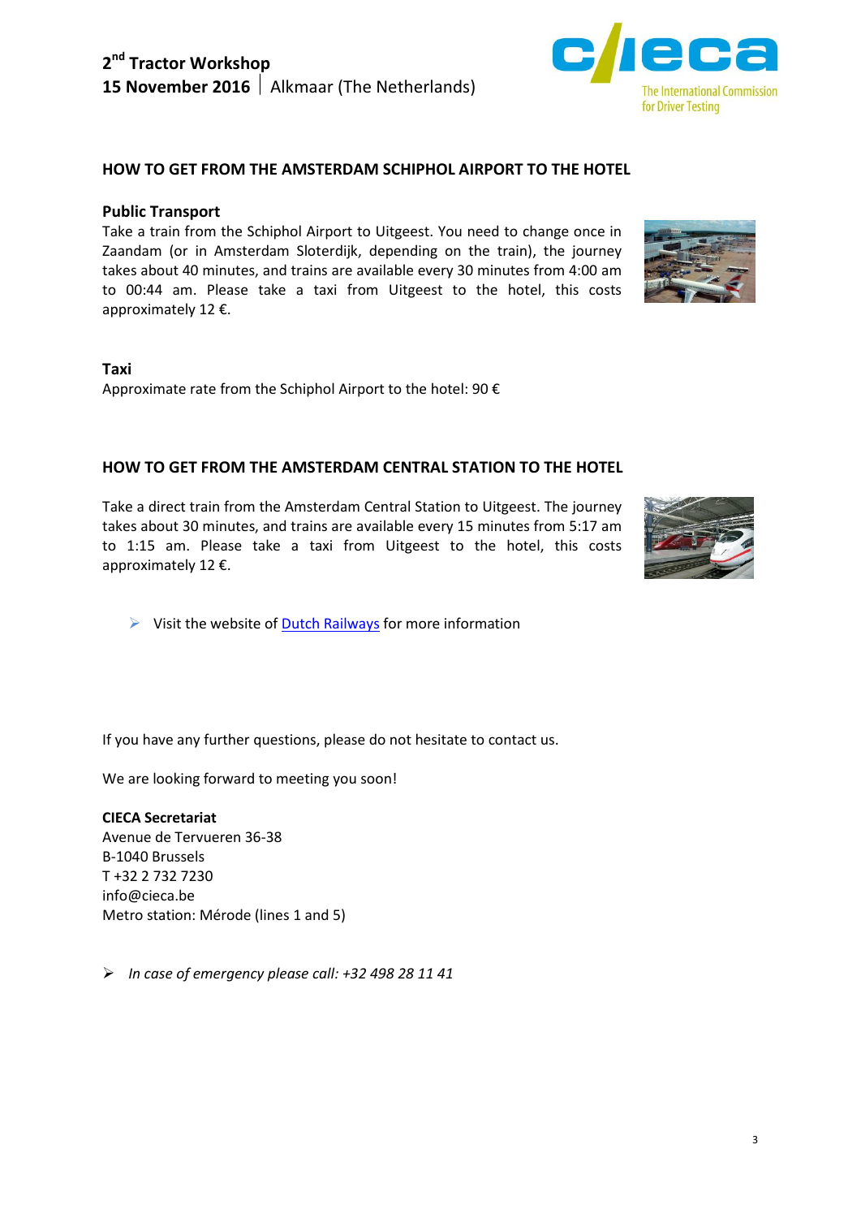## HOW TO GET FROM THE AMSTERDAM SCHIPHOL AIRPORT TO THE HOTEL

### Public Transport

Take a train from the Schiphol Airport to Uitgeest. You need to change once in Zaandam (or in Amsterdam Sloterdijk, depending on the train), the journey takes about 40 minutes, and trains are available every 30 minutes from 4:00 am to 00:44 am. Please take a taxi from Uitgeest to the hotel, this costs approximately 12 €.

### Taxi

Approximate rate from the Schiphol Airport to the hotel: 90 €

## HOW TO GET FROM THE AMSTERDAM CENTRAL STATION TO THE HOTEL

Take a direct train from the Amsterdam Central Station to Uitgeest. The journey takes about 30 minutes, and trains are available every 15 minutes from 5:17 am to 1:15 am. Please take a taxi from Uitgeest to the hotel, this costs approximately 12 €.

- Visit the website of Dutch Railways for more information

If you have any further questions, please do not hesitate to contact us.

We are looking forward to meeting you soon!

**CIECA Secretariat**
Avenue de Tervueren 36-38
B-1040 Brussels
T +32 2 732 7230
info@cieca.be
Metro station: Mérode (lines 1 and 5)

- *In case of emergency please call: +32 498 28 11 41*